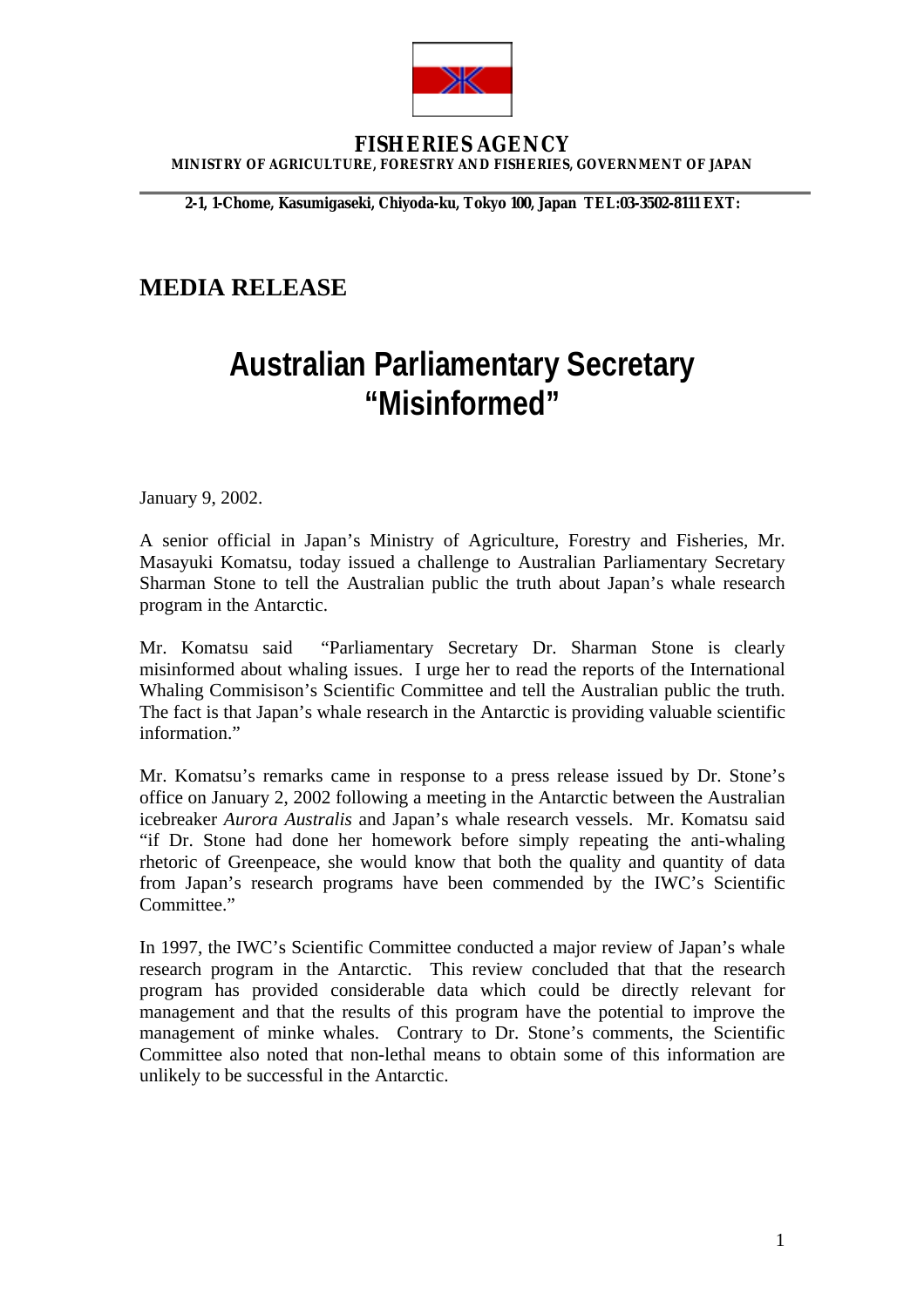**FISHERIES AGENCY**
**MINISTRY OF AGRICULTURE, FORESTRY AND FISHERIES, GOVERNMENT OF JAPAN**

**2-1, 1-Chome, Kasumigaseki, Chiyoda-ku, Tokyo 100, Japan TEL:03-3502-8111 EXT:**

## MEDIA RELEASE

# Australian Parliamentary Secretary "Misinformed"

January 9, 2002.

A senior official in Japan's Ministry of Agriculture, Forestry and Fisheries, Mr. Masayuki Komatsu, today issued a challenge to Australian Parliamentary Secretary Sharman Stone to tell the Australian public the truth about Japan's whale research program in the Antarctic.

Mr. Komatsu said "Parliamentary Secretary Dr. Sharman Stone is clearly misinformed about whaling issues. I urge her to read the reports of the International Whaling Commisison's Scientific Committee and tell the Australian public the truth. The fact is that Japan's whale research in the Antarctic is providing valuable scientific information."

Mr. Komatsu's remarks came in response to a press release issued by Dr. Stone's office on January 2, 2002 following a meeting in the Antarctic between the Australian icebreaker *Aurora Australis* and Japan's whale research vessels. Mr. Komatsu said "if Dr. Stone had done her homework before simply repeating the anti-whaling rhetoric of Greenpeace, she would know that both the quality and quantity of data from Japan's research programs have been commended by the IWC's Scientific Committee."

In 1997, the IWC's Scientific Committee conducted a major review of Japan's whale research program in the Antarctic. This review concluded that that the research program has provided considerable data which could be directly relevant for management and that the results of this program have the potential to improve the management of minke whales. Contrary to Dr. Stone's comments, the Scientific Committee also noted that non-lethal means to obtain some of this information are unlikely to be successful in the Antarctic.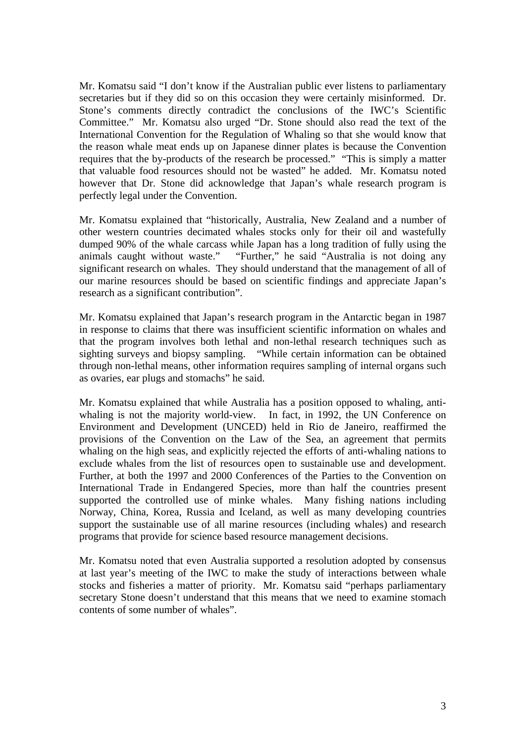Mr. Komatsu said "I don't know if the Australian public ever listens to parliamentary secretaries but if they did so on this occasion they were certainly misinformed. Dr. Stone's comments directly contradict the conclusions of the IWC's Scientific Committee." Mr. Komatsu also urged "Dr. Stone should also read the text of the International Convention for the Regulation of Whaling so that she would know that the reason whale meat ends up on Japanese dinner plates is because the Convention requires that the by-products of the research be processed." "This is simply a matter that valuable food resources should not be wasted" he added. Mr. Komatsu noted however that Dr. Stone did acknowledge that Japan's whale research program is perfectly legal under the Convention.

Mr. Komatsu explained that "historically, Australia, New Zealand and a number of other western countries decimated whales stocks only for their oil and wastefully dumped 90% of the whale carcass while Japan has a long tradition of fully using the animals caught without waste." "Further," he said "Australia is not doing any significant research on whales. They should understand that the management of all of our marine resources should be based on scientific findings and appreciate Japan's research as a significant contribution".

Mr. Komatsu explained that Japan's research program in the Antarctic began in 1987 in response to claims that there was insufficient scientific information on whales and that the program involves both lethal and non-lethal research techniques such as sighting surveys and biopsy sampling. "While certain information can be obtained through non-lethal means, other information requires sampling of internal organs such as ovaries, ear plugs and stomachs" he said.

Mr. Komatsu explained that while Australia has a position opposed to whaling, anti-whaling is not the majority world-view. In fact, in 1992, the UN Conference on Environment and Development (UNCED) held in Rio de Janeiro, reaffirmed the provisions of the Convention on the Law of the Sea, an agreement that permits whaling on the high seas, and explicitly rejected the efforts of anti-whaling nations to exclude whales from the list of resources open to sustainable use and development. Further, at both the 1997 and 2000 Conferences of the Parties to the Convention on International Trade in Endangered Species, more than half the countries present supported the controlled use of minke whales. Many fishing nations including Norway, China, Korea, Russia and Iceland, as well as many developing countries support the sustainable use of all marine resources (including whales) and research programs that provide for science based resource management decisions.

Mr. Komatsu noted that even Australia supported a resolution adopted by consensus at last year's meeting of the IWC to make the study of interactions between whale stocks and fisheries a matter of priority. Mr. Komatsu said "perhaps parliamentary secretary Stone doesn't understand that this means that we need to examine stomach contents of some number of whales".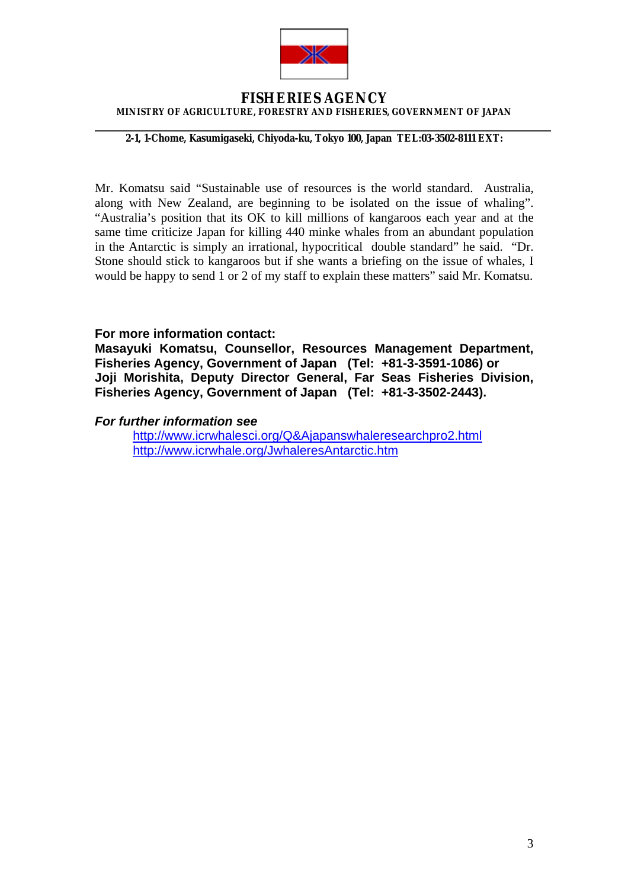# FISHERIES AGENCY

**MINISTRY OF AGRICULTURE, FORESTRY AND FISHERIES, GOVERNMENT OF JAPAN**

**2-1, 1-Chome, Kasumigaseki, Chiyoda-ku, Tokyo 100, Japan TEL:03-3502-8111 EXT:**

Mr. Komatsu said "Sustainable use of resources is the world standard. Australia, along with New Zealand, are beginning to be isolated on the issue of whaling". "Australia's position that its OK to kill millions of kangaroos each year and at the same time criticize Japan for killing 440 minke whales from an abundant population in the Antarctic is simply an irrational, hypocritical double standard" he said. "Dr. Stone should stick to kangaroos but if she wants a briefing on the issue of whales, I would be happy to send 1 or 2 of my staff to explain these matters" said Mr. Komatsu.

**For more information contact:**
**Masayuki Komatsu, Counsellor, Resources Management Department, Fisheries Agency, Government of Japan (Tel: +81-3-3591-1086) or Joji Morishita, Deputy Director General, Far Seas Fisheries Division, Fisheries Agency, Government of Japan (Tel: +81-3-3502-2443).**

***For further information see***

http://www.icrwhalesci.org/Q&Ajapanswhaleresearchpro2.html
http://www.icrwhale.org/JwhaleresAntarctic.htm